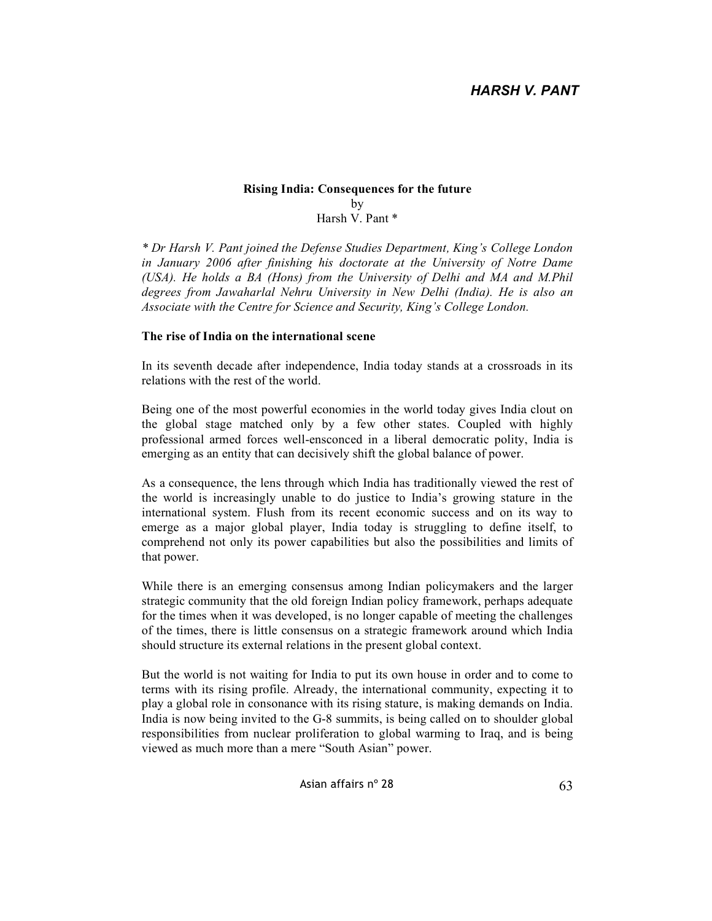# Rising India: Consequences for the future

by

Harsh V. Pant *

*\* Dr Harsh V. Pant joined the Defense Studies Department, King's College London in January 2006 after finishing his doctorate at the University of Notre Dame (USA). He holds a BA (Hons) from the University of Delhi and MA and M.Phil degrees from Jawaharlal Nehru University in New Delhi (India). He is also an Associate with the Centre for Science and Security, King's College London.*

## The rise of India on the international scene

In its seventh decade after independence, India today stands at a crossroads in its relations with the rest of the world.

Being one of the most powerful economies in the world today gives India clout on the global stage matched only by a few other states. Coupled with highly professional armed forces well-ensconced in a liberal democratic polity, India is emerging as an entity that can decisively shift the global balance of power.

As a consequence, the lens through which India has traditionally viewed the rest of the world is increasingly unable to do justice to India's growing stature in the international system. Flush from its recent economic success and on its way to emerge as a major global player, India today is struggling to define itself, to comprehend not only its power capabilities but also the possibilities and limits of that power.

While there is an emerging consensus among Indian policymakers and the larger strategic community that the old foreign Indian policy framework, perhaps adequate for the times when it was developed, is no longer capable of meeting the challenges of the times, there is little consensus on a strategic framework around which India should structure its external relations in the present global context.

But the world is not waiting for India to put its own house in order and to come to terms with its rising profile. Already, the international community, expecting it to play a global role in consonance with its rising stature, is making demands on India. India is now being invited to the G-8 summits, is being called on to shoulder global responsibilities from nuclear proliferation to global warming to Iraq, and is being viewed as much more than a mere "South Asian" power.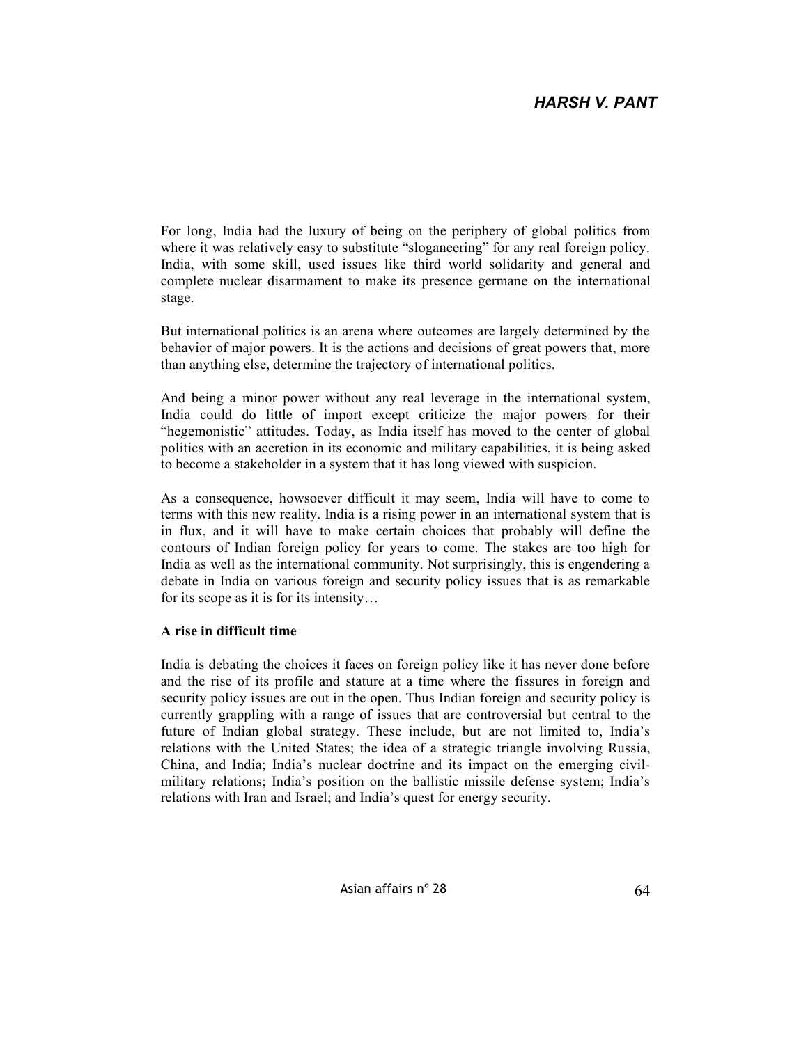For long, India had the luxury of being on the periphery of global politics from where it was relatively easy to substitute "sloganeering" for any real foreign policy. India, with some skill, used issues like third world solidarity and general and complete nuclear disarmament to make its presence germane on the international stage.

But international politics is an arena where outcomes are largely determined by the behavior of major powers. It is the actions and decisions of great powers that, more than anything else, determine the trajectory of international politics.

And being a minor power without any real leverage in the international system, India could do little of import except criticize the major powers for their "hegemonistic" attitudes. Today, as India itself has moved to the center of global politics with an accretion in its economic and military capabilities, it is being asked to become a stakeholder in a system that it has long viewed with suspicion.

As a consequence, howsoever difficult it may seem, India will have to come to terms with this new reality. India is a rising power in an international system that is in flux, and it will have to make certain choices that probably will define the contours of Indian foreign policy for years to come. The stakes are too high for India as well as the international community. Not surprisingly, this is engendering a debate in India on various foreign and security policy issues that is as remarkable for its scope as it is for its intensity…

**A rise in difficult time**

India is debating the choices it faces on foreign policy like it has never done before and the rise of its profile and stature at a time where the fissures in foreign and security policy issues are out in the open. Thus Indian foreign and security policy is currently grappling with a range of issues that are controversial but central to the future of Indian global strategy. These include, but are not limited to, India's relations with the United States; the idea of a strategic triangle involving Russia, China, and India; India's nuclear doctrine and its impact on the emerging civil-military relations; India's position on the ballistic missile defense system; India's relations with Iran and Israel; and India's quest for energy security.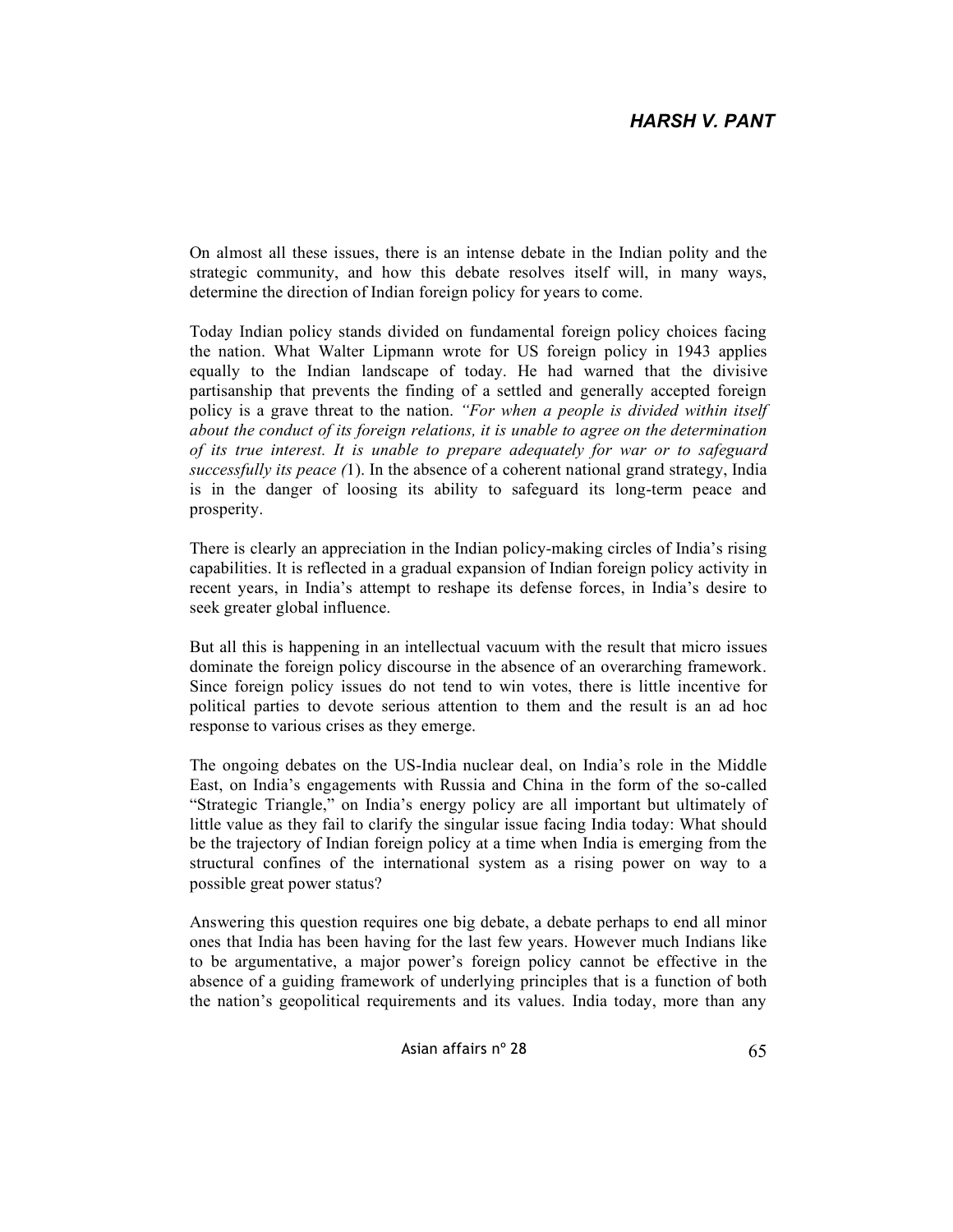On almost all these issues, there is an intense debate in the Indian polity and the strategic community, and how this debate resolves itself will, in many ways, determine the direction of Indian foreign policy for years to come.

Today Indian policy stands divided on fundamental foreign policy choices facing the nation. What Walter Lipmann wrote for US foreign policy in 1943 applies equally to the Indian landscape of today. He had warned that the divisive partisanship that prevents the finding of a settled and generally accepted foreign policy is a grave threat to the nation. *"For when a people is divided within itself about the conduct of its foreign relations, it is unable to agree on the determination of its true interest. It is unable to prepare adequately for war or to safeguard successfully its peace (*1). In the absence of a coherent national grand strategy, India is in the danger of loosing its ability to safeguard its long-term peace and prosperity.

There is clearly an appreciation in the Indian policy-making circles of India's rising capabilities. It is reflected in a gradual expansion of Indian foreign policy activity in recent years, in India's attempt to reshape its defense forces, in India's desire to seek greater global influence.

But all this is happening in an intellectual vacuum with the result that micro issues dominate the foreign policy discourse in the absence of an overarching framework. Since foreign policy issues do not tend to win votes, there is little incentive for political parties to devote serious attention to them and the result is an ad hoc response to various crises as they emerge.

The ongoing debates on the US-India nuclear deal, on India's role in the Middle East, on India's engagements with Russia and China in the form of the so-called "Strategic Triangle," on India's energy policy are all important but ultimately of little value as they fail to clarify the singular issue facing India today: What should be the trajectory of Indian foreign policy at a time when India is emerging from the structural confines of the international system as a rising power on way to a possible great power status?

Answering this question requires one big debate, a debate perhaps to end all minor ones that India has been having for the last few years. However much Indians like to be argumentative, a major power's foreign policy cannot be effective in the absence of a guiding framework of underlying principles that is a function of both the nation's geopolitical requirements and its values. India today, more than any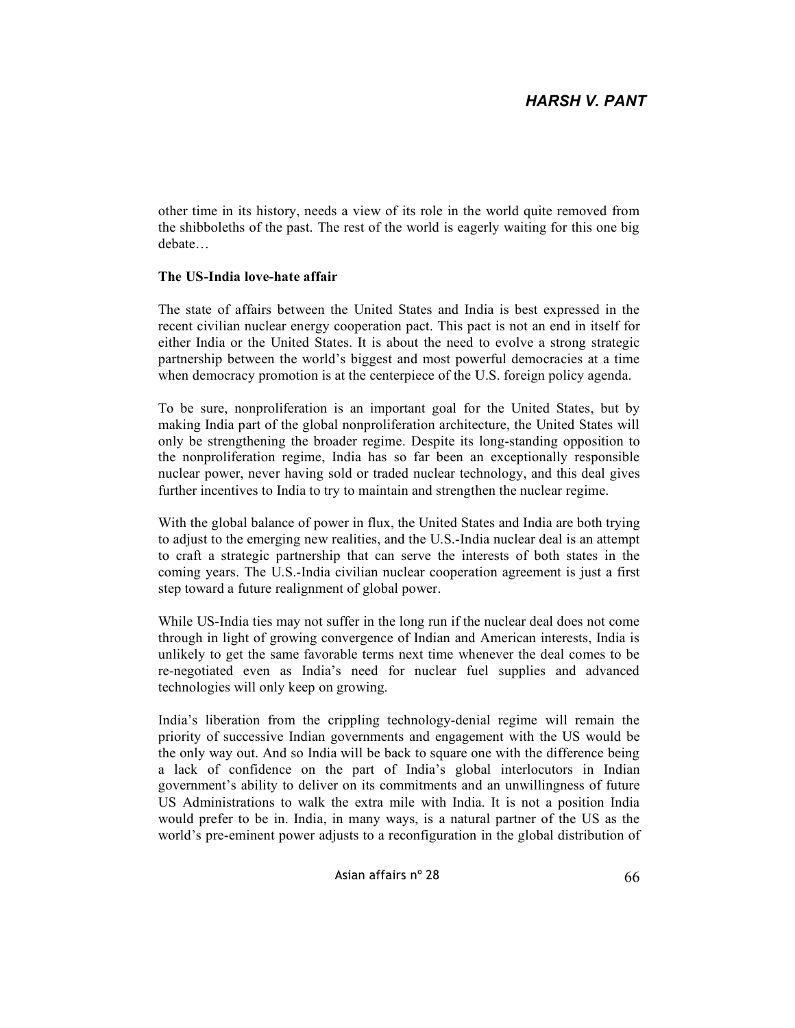other time in its history, needs a view of its role in the world quite removed from the shibboleths of the past. The rest of the world is eagerly waiting for this one big debate…

**The US-India love-hate affair**

The state of affairs between the United States and India is best expressed in the recent civilian nuclear energy cooperation pact. This pact is not an end in itself for either India or the United States. It is about the need to evolve a strong strategic partnership between the world's biggest and most powerful democracies at a time when democracy promotion is at the centerpiece of the U.S. foreign policy agenda.

To be sure, nonproliferation is an important goal for the United States, but by making India part of the global nonproliferation architecture, the United States will only be strengthening the broader regime. Despite its long-standing opposition to the nonproliferation regime, India has so far been an exceptionally responsible nuclear power, never having sold or traded nuclear technology, and this deal gives further incentives to India to try to maintain and strengthen the nuclear regime.

With the global balance of power in flux, the United States and India are both trying to adjust to the emerging new realities, and the U.S.-India nuclear deal is an attempt to craft a strategic partnership that can serve the interests of both states in the coming years. The U.S.-India civilian nuclear cooperation agreement is just a first step toward a future realignment of global power.

While US-India ties may not suffer in the long run if the nuclear deal does not come through in light of growing convergence of Indian and American interests, India is unlikely to get the same favorable terms next time whenever the deal comes to be re-negotiated even as India's need for nuclear fuel supplies and advanced technologies will only keep on growing.

India's liberation from the crippling technology-denial regime will remain the priority of successive Indian governments and engagement with the US would be the only way out. And so India will be back to square one with the difference being a lack of confidence on the part of India's global interlocutors in Indian government's ability to deliver on its commitments and an unwillingness of future US Administrations to walk the extra mile with India. It is not a position India would prefer to be in. India, in many ways, is a natural partner of the US as the world's pre-eminent power adjusts to a reconfiguration in the global distribution of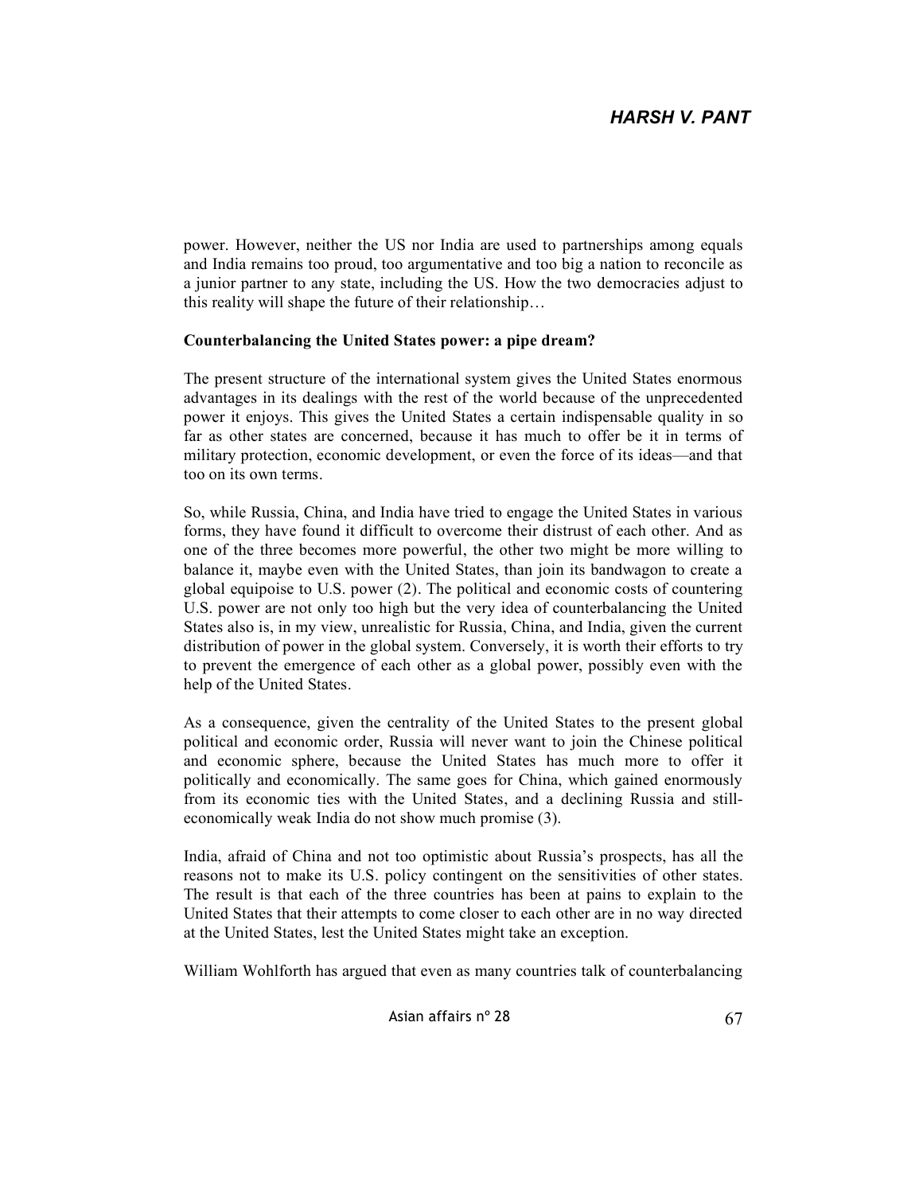power. However, neither the US nor India are used to partnerships among equals and India remains too proud, too argumentative and too big a nation to reconcile as a junior partner to any state, including the US. How the two democracies adjust to this reality will shape the future of their relationship…

**Counterbalancing the United States power: a pipe dream?**

The present structure of the international system gives the United States enormous advantages in its dealings with the rest of the world because of the unprecedented power it enjoys. This gives the United States a certain indispensable quality in so far as other states are concerned, because it has much to offer be it in terms of military protection, economic development, or even the force of its ideas—and that too on its own terms.

So, while Russia, China, and India have tried to engage the United States in various forms, they have found it difficult to overcome their distrust of each other. And as one of the three becomes more powerful, the other two might be more willing to balance it, maybe even with the United States, than join its bandwagon to create a global equipoise to U.S. power (2). The political and economic costs of countering U.S. power are not only too high but the very idea of counterbalancing the United States also is, in my view, unrealistic for Russia, China, and India, given the current distribution of power in the global system. Conversely, it is worth their efforts to try to prevent the emergence of each other as a global power, possibly even with the help of the United States.

As a consequence, given the centrality of the United States to the present global political and economic order, Russia will never want to join the Chinese political and economic sphere, because the United States has much more to offer it politically and economically. The same goes for China, which gained enormously from its economic ties with the United States, and a declining Russia and still-economically weak India do not show much promise (3).

India, afraid of China and not too optimistic about Russia's prospects, has all the reasons not to make its U.S. policy contingent on the sensitivities of other states. The result is that each of the three countries has been at pains to explain to the United States that their attempts to come closer to each other are in no way directed at the United States, lest the United States might take an exception.

William Wohlforth has argued that even as many countries talk of counterbalancing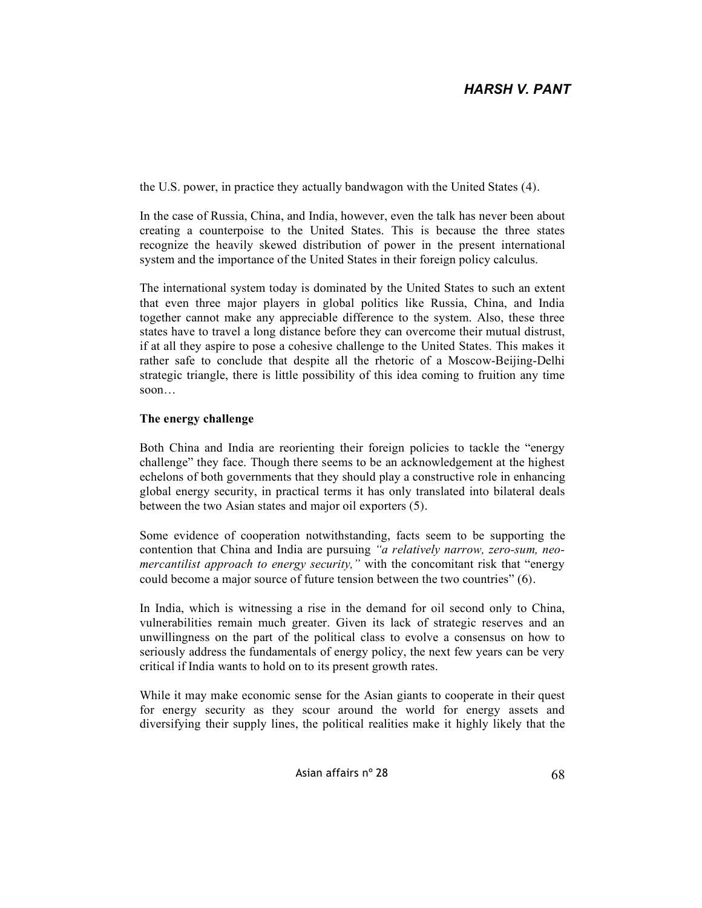the U.S. power, in practice they actually bandwagon with the United States (4).

In the case of Russia, China, and India, however, even the talk has never been about creating a counterpoise to the United States. This is because the three states recognize the heavily skewed distribution of power in the present international system and the importance of the United States in their foreign policy calculus.

The international system today is dominated by the United States to such an extent that even three major players in global politics like Russia, China, and India together cannot make any appreciable difference to the system. Also, these three states have to travel a long distance before they can overcome their mutual distrust, if at all they aspire to pose a cohesive challenge to the United States. This makes it rather safe to conclude that despite all the rhetoric of a Moscow-Beijing-Delhi strategic triangle, there is little possibility of this idea coming to fruition any time soon…

**The energy challenge**

Both China and India are reorienting their foreign policies to tackle the "energy challenge" they face. Though there seems to be an acknowledgement at the highest echelons of both governments that they should play a constructive role in enhancing global energy security, in practical terms it has only translated into bilateral deals between the two Asian states and major oil exporters (5).

Some evidence of cooperation notwithstanding, facts seem to be supporting the contention that China and India are pursuing *"a relatively narrow, zero-sum, neo-mercantilist approach to energy security,"* with the concomitant risk that "energy could become a major source of future tension between the two countries" (6).

In India, which is witnessing a rise in the demand for oil second only to China, vulnerabilities remain much greater. Given its lack of strategic reserves and an unwillingness on the part of the political class to evolve a consensus on how to seriously address the fundamentals of energy policy, the next few years can be very critical if India wants to hold on to its present growth rates.

While it may make economic sense for the Asian giants to cooperate in their quest for energy security as they scour around the world for energy assets and diversifying their supply lines, the political realities make it highly likely that the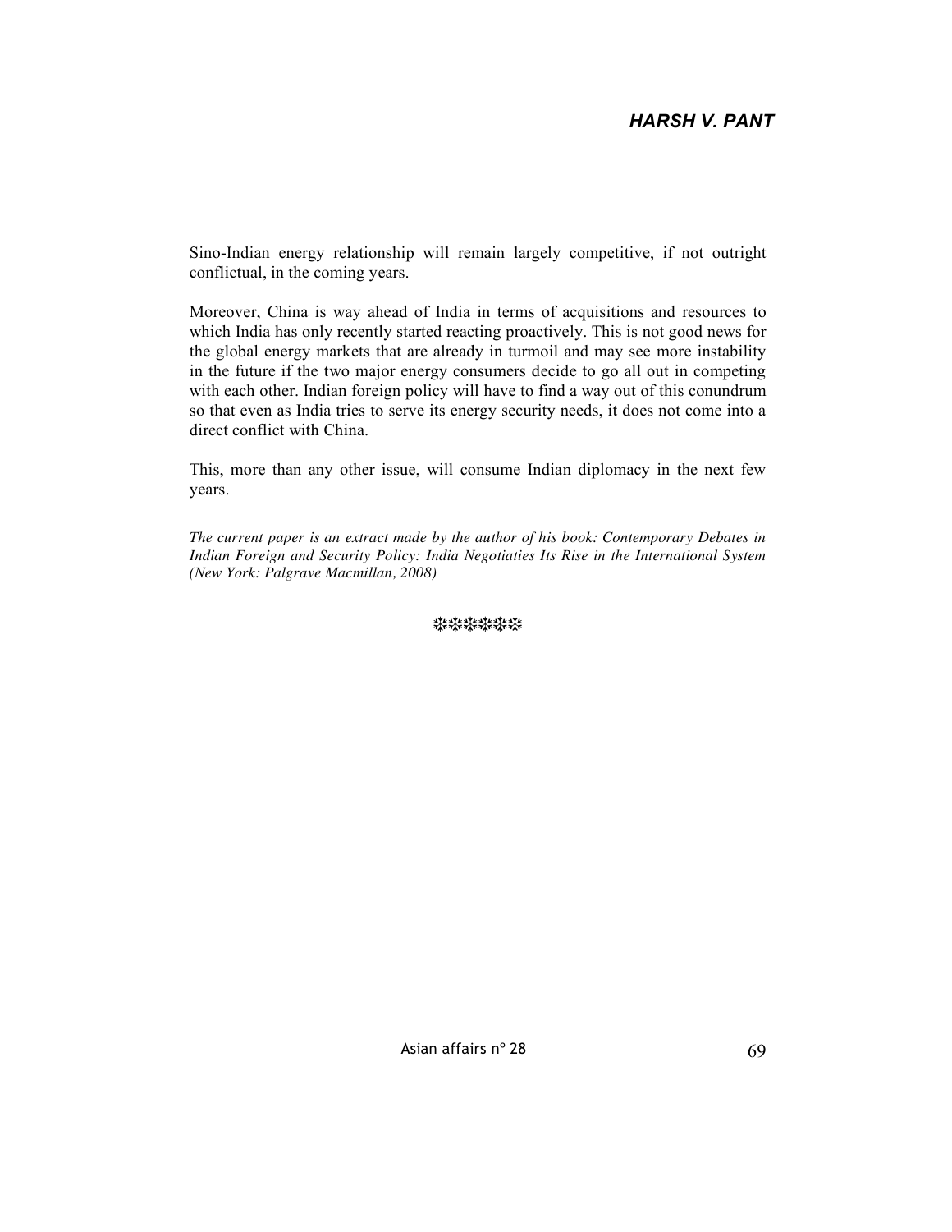Sino-Indian energy relationship will remain largely competitive, if not outright conflictual, in the coming years.

Moreover, China is way ahead of India in terms of acquisitions and resources to which India has only recently started reacting proactively. This is not good news for the global energy markets that are already in turmoil and may see more instability in the future if the two major energy consumers decide to go all out in competing with each other. Indian foreign policy will have to find a way out of this conundrum so that even as India tries to serve its energy security needs, it does not come into a direct conflict with China.

This, more than any other issue, will consume Indian diplomacy in the next few years.

*The current paper is an extract made by the author of his book: Contemporary Debates in Indian Foreign and Security Policy: India Negotiaties Its Rise in the International System (New York: Palgrave Macmillan, 2008)*

❉❉❉❉❉❉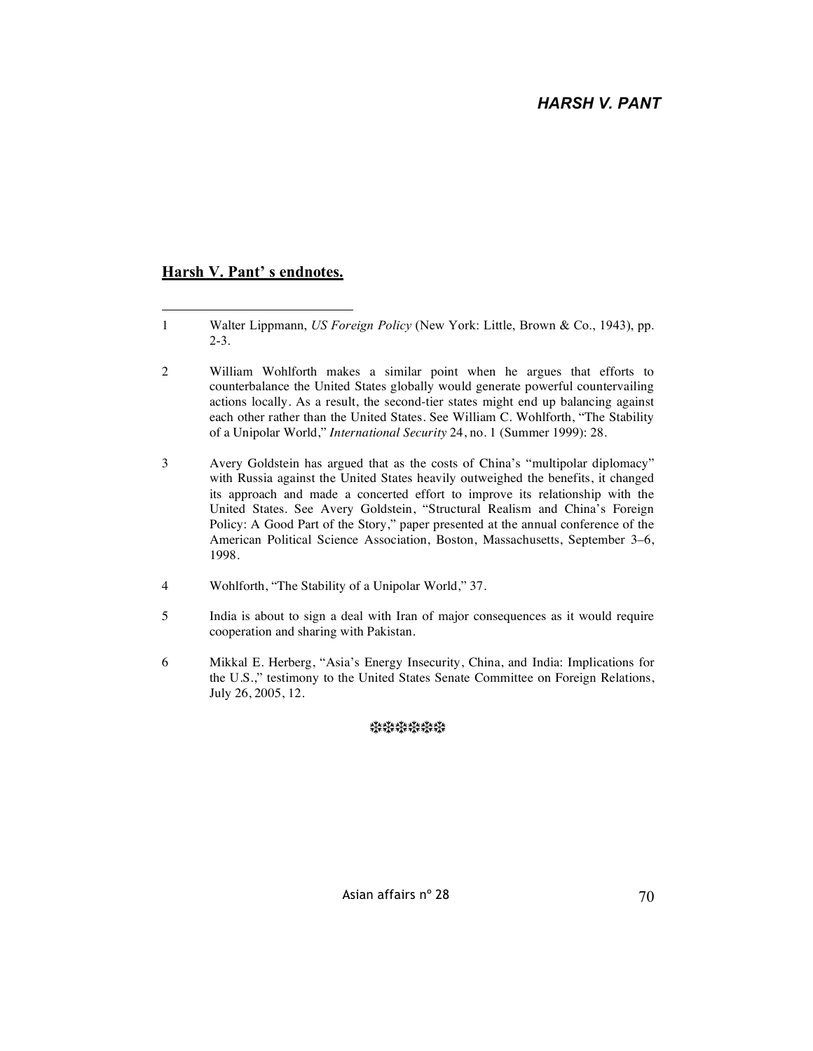## Harsh V. Pant' s endnotes.

1 Walter Lippmann, *US Foreign Policy* (New York: Little, Brown & Co., 1943), pp. 2-3.

2 William Wohlforth makes a similar point when he argues that efforts to counterbalance the United States globally would generate powerful countervailing actions locally. As a result, the second-tier states might end up balancing against each other rather than the United States. See William C. Wohlforth, "The Stability of a Unipolar World," *International Security* 24, no. 1 (Summer 1999): 28.

3 Avery Goldstein has argued that as the costs of China's "multipolar diplomacy" with Russia against the United States heavily outweighed the benefits, it changed its approach and made a concerted effort to improve its relationship with the United States. See Avery Goldstein, "Structural Realism and China's Foreign Policy: A Good Part of the Story," paper presented at the annual conference of the American Political Science Association, Boston, Massachusetts, September 3–6, 1998.

4 Wohlforth, "The Stability of a Unipolar World," 37.

5 India is about to sign a deal with Iran of major consequences as it would require cooperation and sharing with Pakistan.

6 Mikkal E. Herberg, "Asia's Energy Insecurity, China, and India: Implications for the U.S.," testimony to the United States Senate Committee on Foreign Relations, July 26, 2005, 12.

❊❊❊❊❊❊